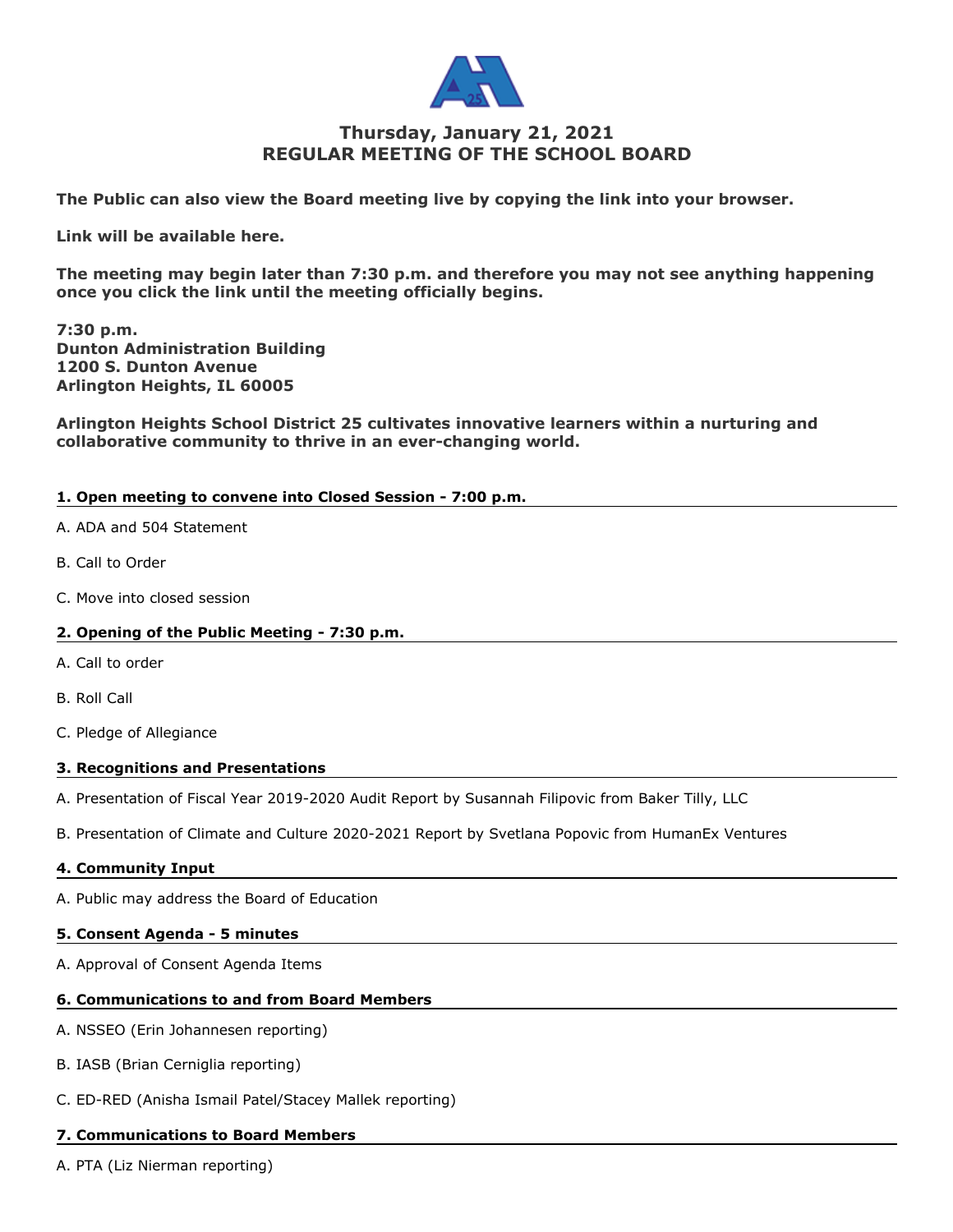# Thursday, January 21, 2021
# REGULAR MEETING OF THE SCHOOL BOARD

**The Public can also view the Board meeting live by copying the link into your browser.**

**Link will be available here.**

**The meeting may begin later than 7:30 p.m. and therefore you may not see anything happening once you click the link until the meeting officially begins.**

**7:30 p.m.**
**Dunton Administration Building**
**1200 S. Dunton Avenue**
**Arlington Heights, IL 60005**

**Arlington Heights School District 25 cultivates innovative learners within a nurturing and collaborative community to thrive in an ever-changing world.**

### 1. Open meeting to convene into Closed Session - 7:00 p.m.

A. ADA and 504 Statement

B. Call to Order

C. Move into closed session

### 2. Opening of the Public Meeting - 7:30 p.m.

A. Call to order

B. Roll Call

C. Pledge of Allegiance

### 3. Recognitions and Presentations

A. Presentation of Fiscal Year 2019-2020 Audit Report by Susannah Filipovic from Baker Tilly, LLC

B. Presentation of Climate and Culture 2020-2021 Report by Svetlana Popovic from HumanEx Ventures

### 4. Community Input

A. Public may address the Board of Education

### 5. Consent Agenda - 5 minutes

A. Approval of Consent Agenda Items

### 6. Communications to and from Board Members

A. NSSEO (Erin Johannesen reporting)

B. IASB (Brian Cerniglia reporting)

C. ED-RED (Anisha Ismail Patel/Stacey Mallek reporting)

### 7. Communications to Board Members

A. PTA (Liz Nierman reporting)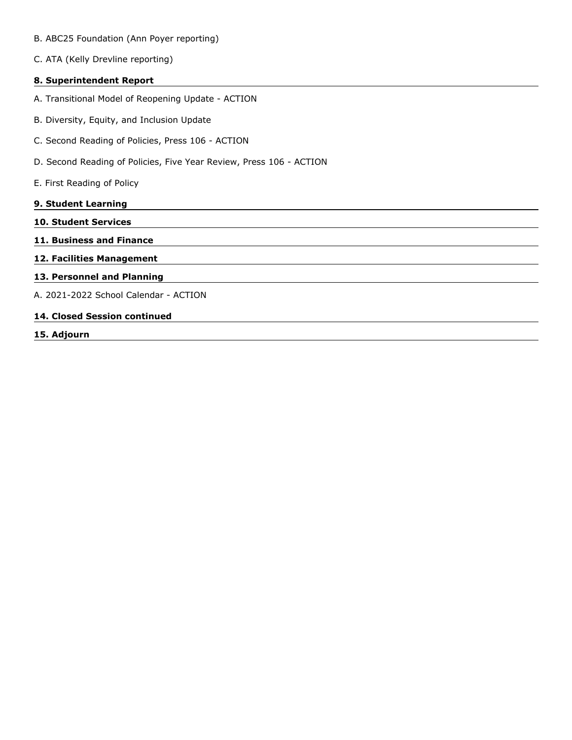B. ABC25 Foundation (Ann Poyer reporting)

C. ATA (Kelly Drevline reporting)

## 8. Superintendent Report

A. Transitional Model of Reopening Update - ACTION

B. Diversity, Equity, and Inclusion Update

C. Second Reading of Policies, Press 106 - ACTION

D. Second Reading of Policies, Five Year Review, Press 106 - ACTION

E. First Reading of Policy

## 9. Student Learning

## 10. Student Services

## 11. Business and Finance

## 12. Facilities Management

## 13. Personnel and Planning

A. 2021-2022 School Calendar - ACTION

## 14. Closed Session continued

## 15. Adjourn